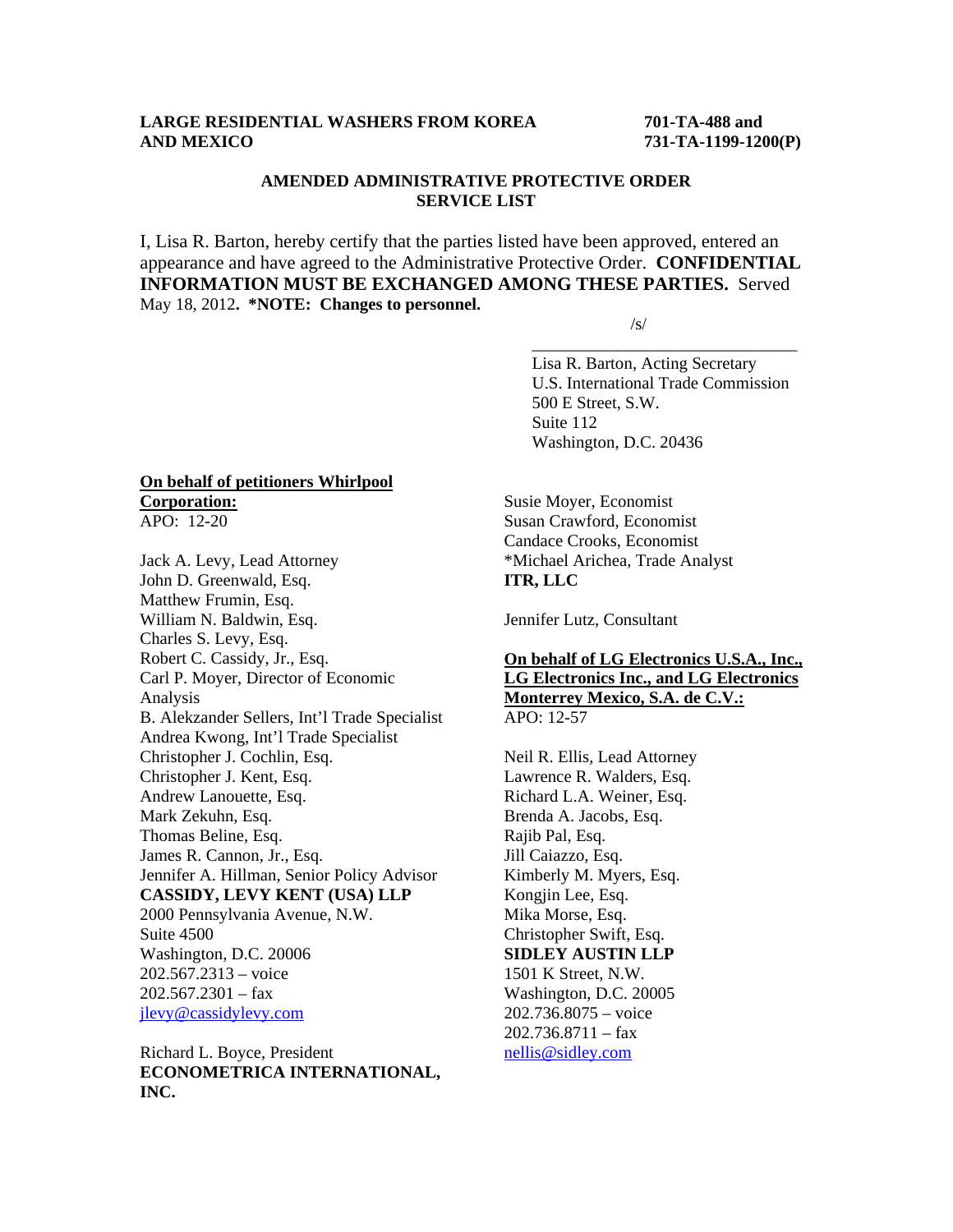**LARGE RESIDENTIAL WASHERS FROM KOREA AND MEXICO**

**701-TA-488 and 731-TA-1199-1200(P)**

**AMENDED ADMINISTRATIVE PROTECTIVE ORDER SERVICE LIST**

I, Lisa R. Barton, hereby certify that the parties listed have been approved, entered an appearance and have agreed to the Administrative Protective Order. **CONFIDENTIAL INFORMATION MUST BE EXCHANGED AMONG THESE PARTIES.** Served May 18, 2012**. *NOTE: Changes to personnel.**

/s/
________________________________
Lisa R. Barton, Acting Secretary
U.S. International Trade Commission
500 E Street, S.W.
Suite 112
Washington, D.C. 20436

**On behalf of petitioners Whirlpool Corporation:**
APO: 12-20

Jack A. Levy, Lead Attorney
John D. Greenwald, Esq.
Matthew Frumin, Esq.
William N. Baldwin, Esq.
Charles S. Levy, Esq.
Robert C. Cassidy, Jr., Esq.
Carl P. Moyer, Director of Economic Analysis
B. Alekzander Sellers, Int'l Trade Specialist
Andrea Kwong, Int'l Trade Specialist
Christopher J. Cochlin, Esq.
Christopher J. Kent, Esq.
Andrew Lanouette, Esq.
Mark Zekuhn, Esq.
Thomas Beline, Esq.
James R. Cannon, Jr., Esq.
Jennifer A. Hillman, Senior Policy Advisor
**CASSIDY, LEVY KENT (USA) LLP**
2000 Pennsylvania Avenue, N.W.
Suite 4500
Washington, D.C. 20006
202.567.2313 – voice
202.567.2301 – fax
jlevy@cassidylevy.com

Richard L. Boyce, President
**ECONOMETRICA INTERNATIONAL, INC.**

Susie Moyer, Economist
Susan Crawford, Economist
Candace Crooks, Economist
*Michael Arichea, Trade Analyst
**ITR, LLC**

Jennifer Lutz, Consultant

**On behalf of LG Electronics U.S.A., Inc., LG Electronics Inc., and LG Electronics Monterrey Mexico, S.A. de C.V.:**
APO: 12-57

Neil R. Ellis, Lead Attorney
Lawrence R. Walders, Esq.
Richard L.A. Weiner, Esq.
Brenda A. Jacobs, Esq.
Rajib Pal, Esq.
Jill Caiazzo, Esq.
Kimberly M. Myers, Esq.
Kongjin Lee, Esq.
Mika Morse, Esq.
Christopher Swift, Esq.
**SIDLEY AUSTIN LLP**
1501 K Street, N.W.
Washington, D.C. 20005
202.736.8075 – voice
202.736.8711 – fax
nellis@sidley.com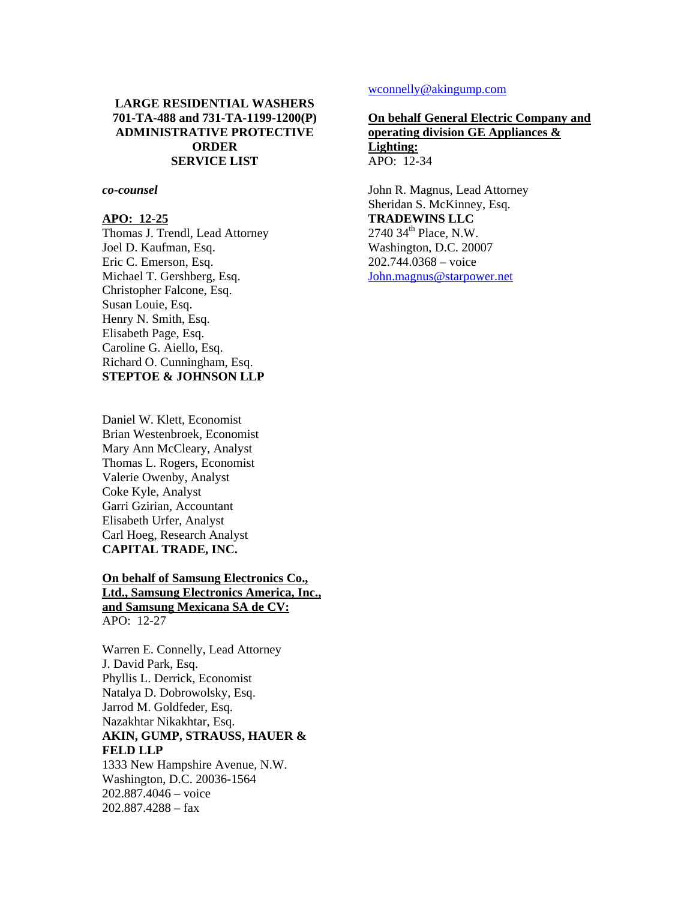**LARGE RESIDENTIAL WASHERS**
**701-TA-488 and 731-TA-1199-1200(P)**
**ADMINISTRATIVE PROTECTIVE ORDER**
**SERVICE LIST**

***co-counsel***

**APO: 12-25**

Thomas J. Trendl, Lead Attorney
Joel D. Kaufman, Esq.
Eric C. Emerson, Esq.
Michael T. Gershberg, Esq.
Christopher Falcone, Esq.
Susan Louie, Esq.
Henry N. Smith, Esq.
Elisabeth Page, Esq.
Caroline G. Aiello, Esq.
Richard O. Cunningham, Esq.
**STEPTOE & JOHNSON LLP**

Daniel W. Klett, Economist
Brian Westenbroek, Economist
Mary Ann McCleary, Analyst
Thomas L. Rogers, Economist
Valerie Owenby, Analyst
Coke Kyle, Analyst
Garri Gzirian, Accountant
Elisabeth Urfer, Analyst
Carl Hoeg, Research Analyst
**CAPITAL TRADE, INC.**

**On behalf of Samsung Electronics Co., Ltd., Samsung Electronics America, Inc., and Samsung Mexicana SA de CV:**
APO: 12-27

Warren E. Connelly, Lead Attorney
J. David Park, Esq.
Phyllis L. Derrick, Economist
Natalya D. Dobrowolsky, Esq.
Jarrod M. Goldfeder, Esq.
Nazakhtar Nikakhtar, Esq.
**AKIN, GUMP, STRAUSS, HAUER & FELD LLP**
1333 New Hampshire Avenue, N.W.
Washington, D.C. 20036-1564
202.887.4046 – voice
202.887.4288 – fax
wconnelly@akingump.com

**On behalf General Electric Company and operating division GE Appliances & Lighting:**
APO: 12-34

John R. Magnus, Lead Attorney
Sheridan S. McKinney, Esq.
**TRADEWINS LLC**
2740 34th Place, N.W.
Washington, D.C. 20007
202.744.0368 – voice
John.magnus@starpower.net